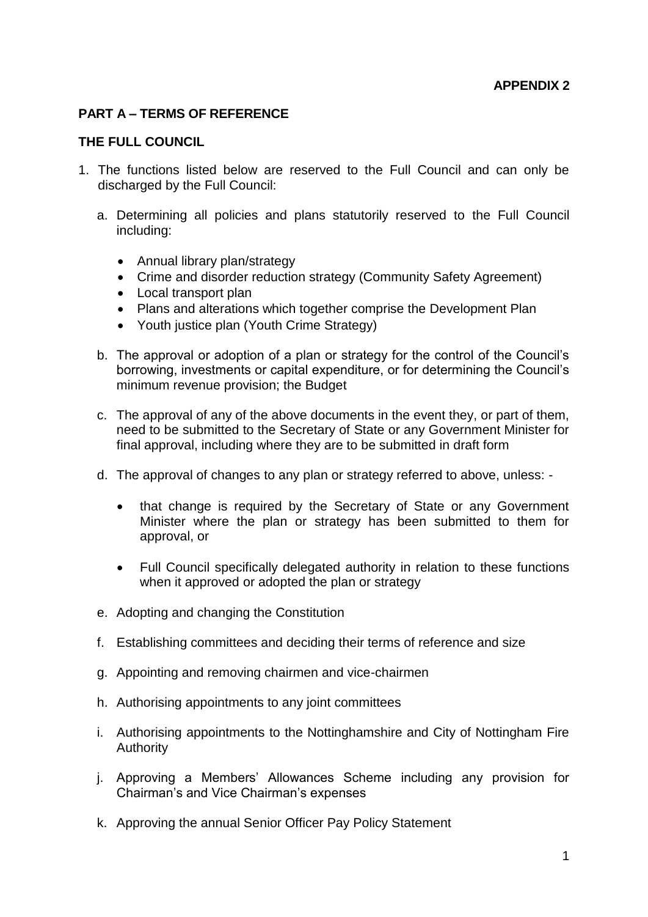**APPENDIX 2**

## PART A – TERMS OF REFERENCE

### THE FULL COUNCIL

1. The functions listed below are reserved to the Full Council and can only be discharged by the Full Council:

   a. Determining all policies and plans statutorily reserved to the Full Council including:

      - Annual library plan/strategy
      - Crime and disorder reduction strategy (Community Safety Agreement)
      - Local transport plan
      - Plans and alterations which together comprise the Development Plan
      - Youth justice plan (Youth Crime Strategy)

   b. The approval or adoption of a plan or strategy for the control of the Council's borrowing, investments or capital expenditure, or for determining the Council's minimum revenue provision; the Budget

   c. The approval of any of the above documents in the event they, or part of them, need to be submitted to the Secretary of State or any Government Minister for final approval, including where they are to be submitted in draft form

   d. The approval of changes to any plan or strategy referred to above, unless: -

      - that change is required by the Secretary of State or any Government Minister where the plan or strategy has been submitted to them for approval, or

      - Full Council specifically delegated authority in relation to these functions when it approved or adopted the plan or strategy

   e. Adopting and changing the Constitution

   f. Establishing committees and deciding their terms of reference and size

   g. Appointing and removing chairmen and vice-chairmen

   h. Authorising appointments to any joint committees

   i. Authorising appointments to the Nottinghamshire and City of Nottingham Fire Authority

   j. Approving a Members' Allowances Scheme including any provision for Chairman's and Vice Chairman's expenses

   k. Approving the annual Senior Officer Pay Policy Statement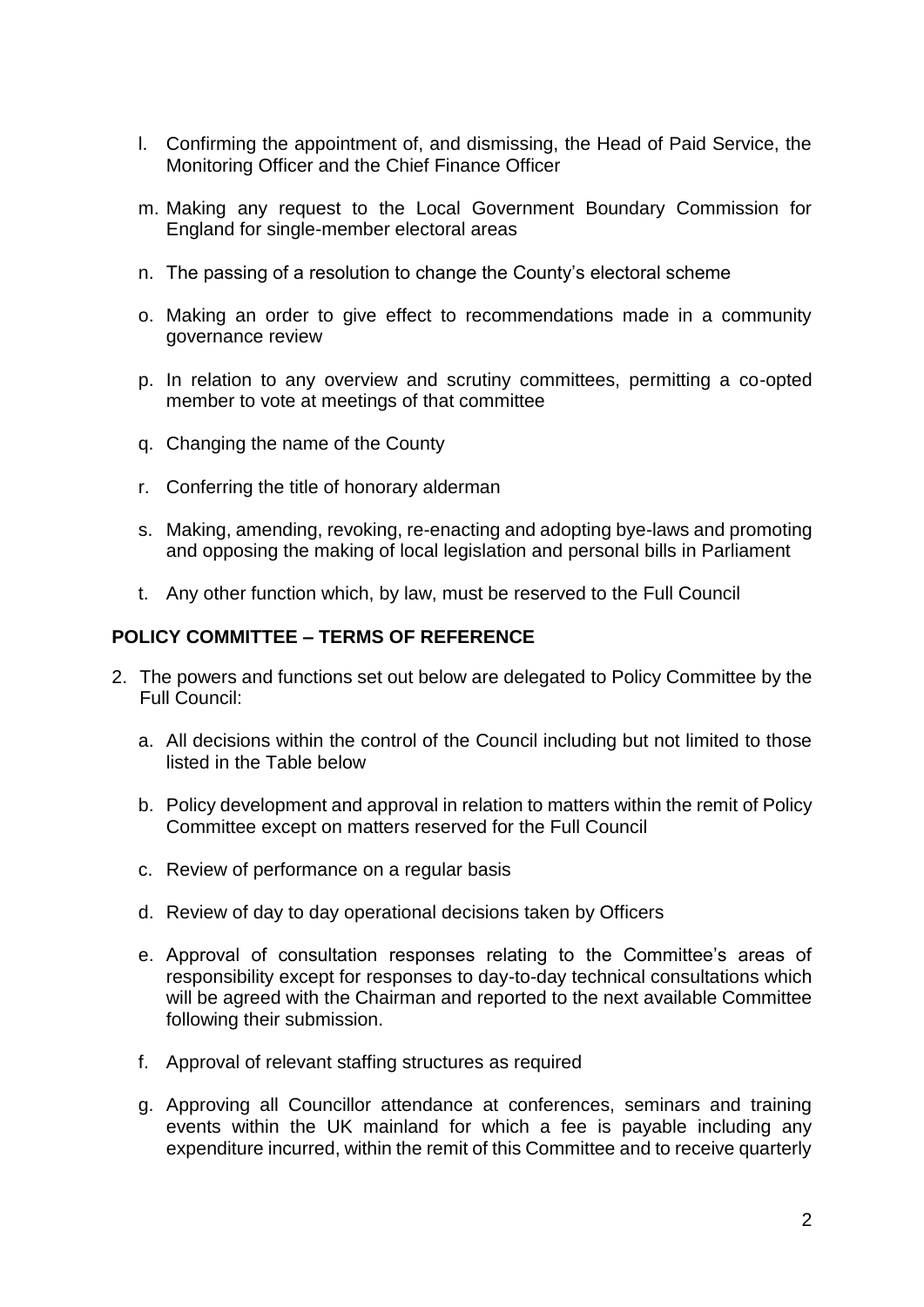l. Confirming the appointment of, and dismissing, the Head of Paid Service, the Monitoring Officer and the Chief Finance Officer

m. Making any request to the Local Government Boundary Commission for England for single-member electoral areas

n. The passing of a resolution to change the County's electoral scheme

o. Making an order to give effect to recommendations made in a community governance review

p. In relation to any overview and scrutiny committees, permitting a co-opted member to vote at meetings of that committee

q. Changing the name of the County

r. Conferring the title of honorary alderman

s. Making, amending, revoking, re-enacting and adopting bye-laws and promoting and opposing the making of local legislation and personal bills in Parliament

t. Any other function which, by law, must be reserved to the Full Council

## POLICY COMMITTEE – TERMS OF REFERENCE

2. The powers and functions set out below are delegated to Policy Committee by the Full Council:

   a. All decisions within the control of the Council including but not limited to those listed in the Table below

   b. Policy development and approval in relation to matters within the remit of Policy Committee except on matters reserved for the Full Council

   c. Review of performance on a regular basis

   d. Review of day to day operational decisions taken by Officers

   e. Approval of consultation responses relating to the Committee's areas of responsibility except for responses to day-to-day technical consultations which will be agreed with the Chairman and reported to the next available Committee following their submission.

   f. Approval of relevant staffing structures as required

   g. Approving all Councillor attendance at conferences, seminars and training events within the UK mainland for which a fee is payable including any expenditure incurred, within the remit of this Committee and to receive quarterly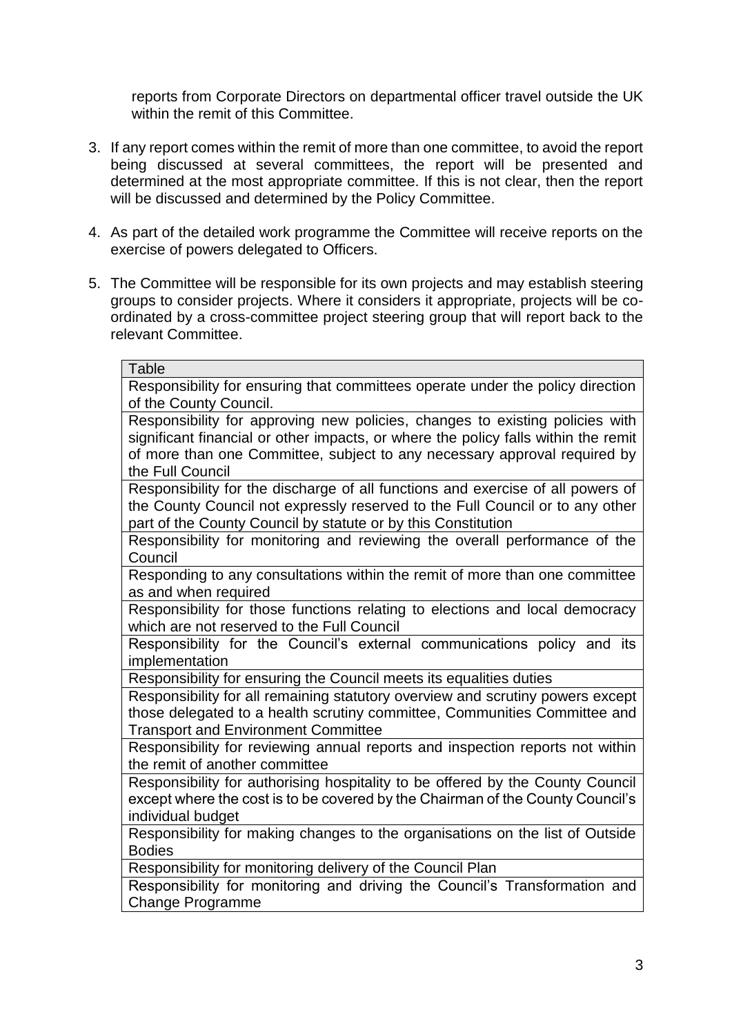reports from Corporate Directors on departmental officer travel outside the UK within the remit of this Committee.

3. If any report comes within the remit of more than one committee, to avoid the report being discussed at several committees, the report will be presented and determined at the most appropriate committee. If this is not clear, then the report will be discussed and determined by the Policy Committee.

4. As part of the detailed work programme the Committee will receive reports on the exercise of powers delegated to Officers.

5. The Committee will be responsible for its own projects and may establish steering groups to consider projects. Where it considers it appropriate, projects will be co-ordinated by a cross-committee project steering group that will report back to the relevant Committee.

| Table |
|---|
| Responsibility for ensuring that committees operate under the policy direction of the County Council. |
| Responsibility for approving new policies, changes to existing policies with significant financial or other impacts, or where the policy falls within the remit of more than one Committee, subject to any necessary approval required by the Full Council |
| Responsibility for the discharge of all functions and exercise of all powers of the County Council not expressly reserved to the Full Council or to any other part of the County Council by statute or by this Constitution |
| Responsibility for monitoring and reviewing the overall performance of the Council |
| Responding to any consultations within the remit of more than one committee as and when required |
| Responsibility for those functions relating to elections and local democracy which are not reserved to the Full Council |
| Responsibility for the Council's external communications policy and its implementation |
| Responsibility for ensuring the Council meets its equalities duties |
| Responsibility for all remaining statutory overview and scrutiny powers except those delegated to a health scrutiny committee, Communities Committee and Transport and Environment Committee |
| Responsibility for reviewing annual reports and inspection reports not within the remit of another committee |
| Responsibility for authorising hospitality to be offered by the County Council except where the cost is to be covered by the Chairman of the County Council's individual budget |
| Responsibility for making changes to the organisations on the list of Outside Bodies |
| Responsibility for monitoring delivery of the Council Plan |
| Responsibility for monitoring and driving the Council's Transformation and Change Programme |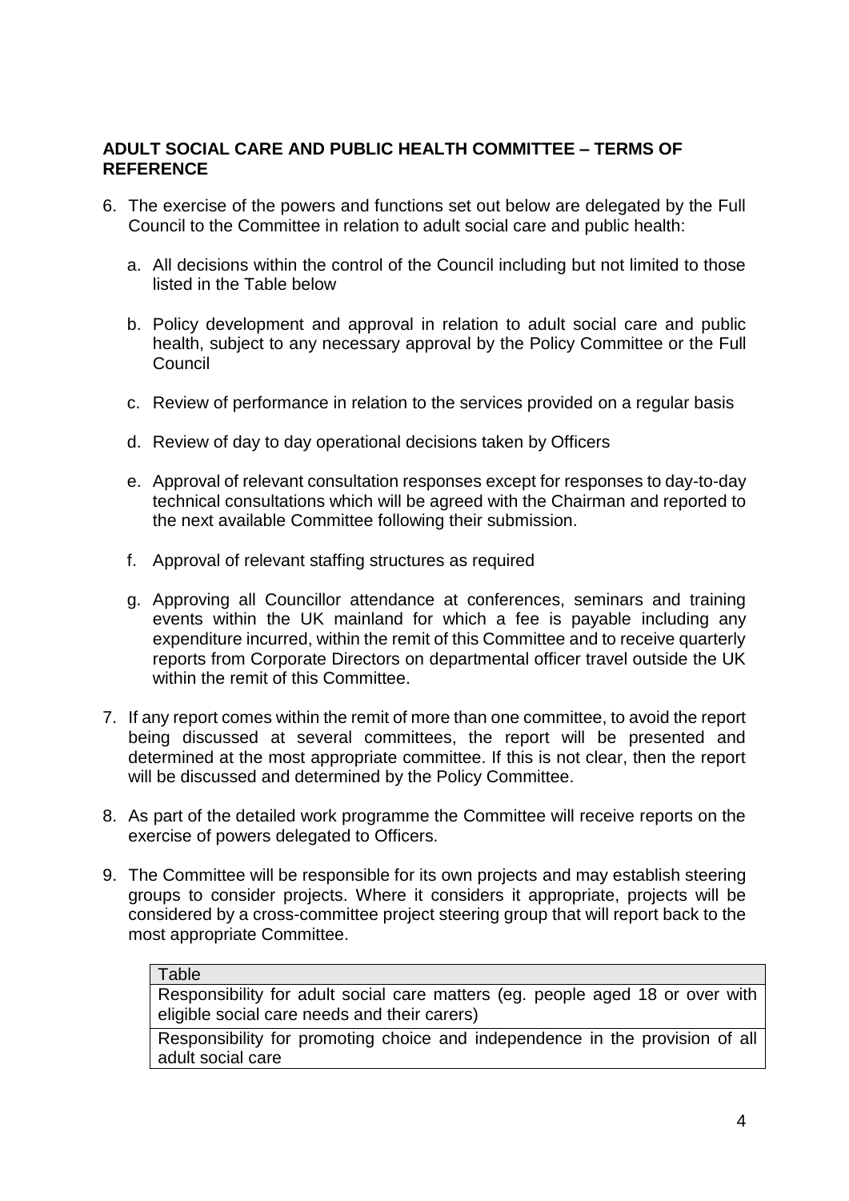**ADULT SOCIAL CARE AND PUBLIC HEALTH COMMITTEE – TERMS OF REFERENCE**

6. The exercise of the powers and functions set out below are delegated by the Full Council to the Committee in relation to adult social care and public health:

   a. All decisions within the control of the Council including but not limited to those listed in the Table below

   b. Policy development and approval in relation to adult social care and public health, subject to any necessary approval by the Policy Committee or the Full Council

   c. Review of performance in relation to the services provided on a regular basis

   d. Review of day to day operational decisions taken by Officers

   e. Approval of relevant consultation responses except for responses to day-to-day technical consultations which will be agreed with the Chairman and reported to the next available Committee following their submission.

   f. Approval of relevant staffing structures as required

   g. Approving all Councillor attendance at conferences, seminars and training events within the UK mainland for which a fee is payable including any expenditure incurred, within the remit of this Committee and to receive quarterly reports from Corporate Directors on departmental officer travel outside the UK within the remit of this Committee.

7. If any report comes within the remit of more than one committee, to avoid the report being discussed at several committees, the report will be presented and determined at the most appropriate committee. If this is not clear, then the report will be discussed and determined by the Policy Committee.

8. As part of the detailed work programme the Committee will receive reports on the exercise of powers delegated to Officers.

9. The Committee will be responsible for its own projects and may establish steering groups to consider projects. Where it considers it appropriate, projects will be considered by a cross-committee project steering group that will report back to the most appropriate Committee.

| Table |
| --- |
| Responsibility for adult social care matters (eg. people aged 18 or over with eligible social care needs and their carers) |
| Responsibility for promoting choice and independence in the provision of all adult social care |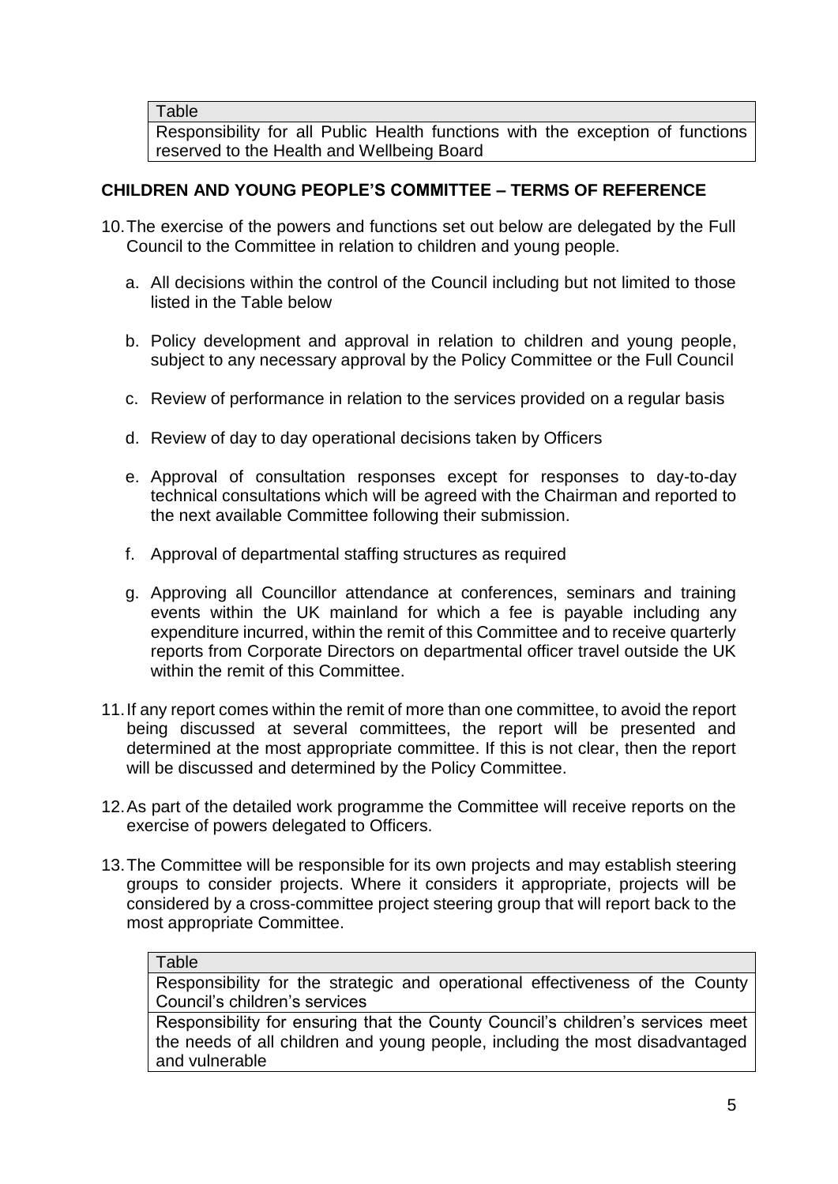| Table |
| --- |
| Responsibility for all Public Health functions with the exception of functions reserved to the Health and Wellbeing Board |

## CHILDREN AND YOUNG PEOPLE'S COMMITTEE – TERMS OF REFERENCE

10. The exercise of the powers and functions set out below are delegated by the Full Council to the Committee in relation to children and young people.

    a. All decisions within the control of the Council including but not limited to those listed in the Table below

    b. Policy development and approval in relation to children and young people, subject to any necessary approval by the Policy Committee or the Full Council

    c. Review of performance in relation to the services provided on a regular basis

    d. Review of day to day operational decisions taken by Officers

    e. Approval of consultation responses except for responses to day-to-day technical consultations which will be agreed with the Chairman and reported to the next available Committee following their submission.

    f. Approval of departmental staffing structures as required

    g. Approving all Councillor attendance at conferences, seminars and training events within the UK mainland for which a fee is payable including any expenditure incurred, within the remit of this Committee and to receive quarterly reports from Corporate Directors on departmental officer travel outside the UK within the remit of this Committee.

11. If any report comes within the remit of more than one committee, to avoid the report being discussed at several committees, the report will be presented and determined at the most appropriate committee. If this is not clear, then the report will be discussed and determined by the Policy Committee.

12. As part of the detailed work programme the Committee will receive reports on the exercise of powers delegated to Officers.

13. The Committee will be responsible for its own projects and may establish steering groups to consider projects. Where it considers it appropriate, projects will be considered by a cross-committee project steering group that will report back to the most appropriate Committee.

| Table |
| --- |
| Responsibility for the strategic and operational effectiveness of the County Council's children's services |
| Responsibility for ensuring that the County Council's children's services meet the needs of all children and young people, including the most disadvantaged and vulnerable |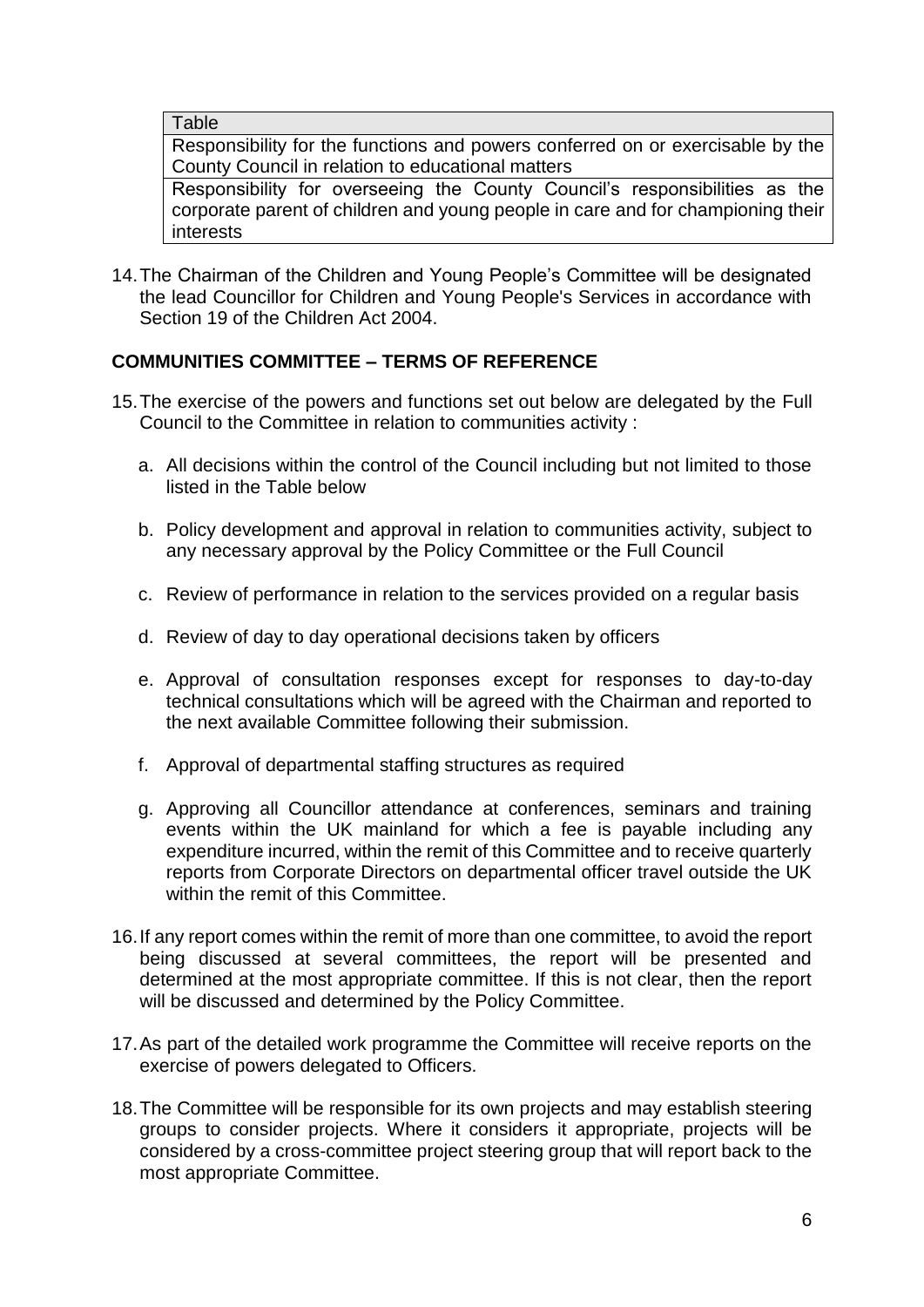| Table |
| --- |
| Responsibility for the functions and powers conferred on or exercisable by the County Council in relation to educational matters |
| Responsibility for overseeing the County Council's responsibilities as the corporate parent of children and young people in care and for championing their interests |

14. The Chairman of the Children and Young People's Committee will be designated the lead Councillor for Children and Young People's Services in accordance with Section 19 of the Children Act 2004.

**COMMUNITIES COMMITTEE – TERMS OF REFERENCE**

15. The exercise of the powers and functions set out below are delegated by the Full Council to the Committee in relation to communities activity :

    a. All decisions within the control of the Council including but not limited to those listed in the Table below

    b. Policy development and approval in relation to communities activity, subject to any necessary approval by the Policy Committee or the Full Council

    c. Review of performance in relation to the services provided on a regular basis

    d. Review of day to day operational decisions taken by officers

    e. Approval of consultation responses except for responses to day-to-day technical consultations which will be agreed with the Chairman and reported to the next available Committee following their submission.

    f. Approval of departmental staffing structures as required

    g. Approving all Councillor attendance at conferences, seminars and training events within the UK mainland for which a fee is payable including any expenditure incurred, within the remit of this Committee and to receive quarterly reports from Corporate Directors on departmental officer travel outside the UK within the remit of this Committee.

16. If any report comes within the remit of more than one committee, to avoid the report being discussed at several committees, the report will be presented and determined at the most appropriate committee. If this is not clear, then the report will be discussed and determined by the Policy Committee.

17. As part of the detailed work programme the Committee will receive reports on the exercise of powers delegated to Officers.

18. The Committee will be responsible for its own projects and may establish steering groups to consider projects. Where it considers it appropriate, projects will be considered by a cross-committee project steering group that will report back to the most appropriate Committee.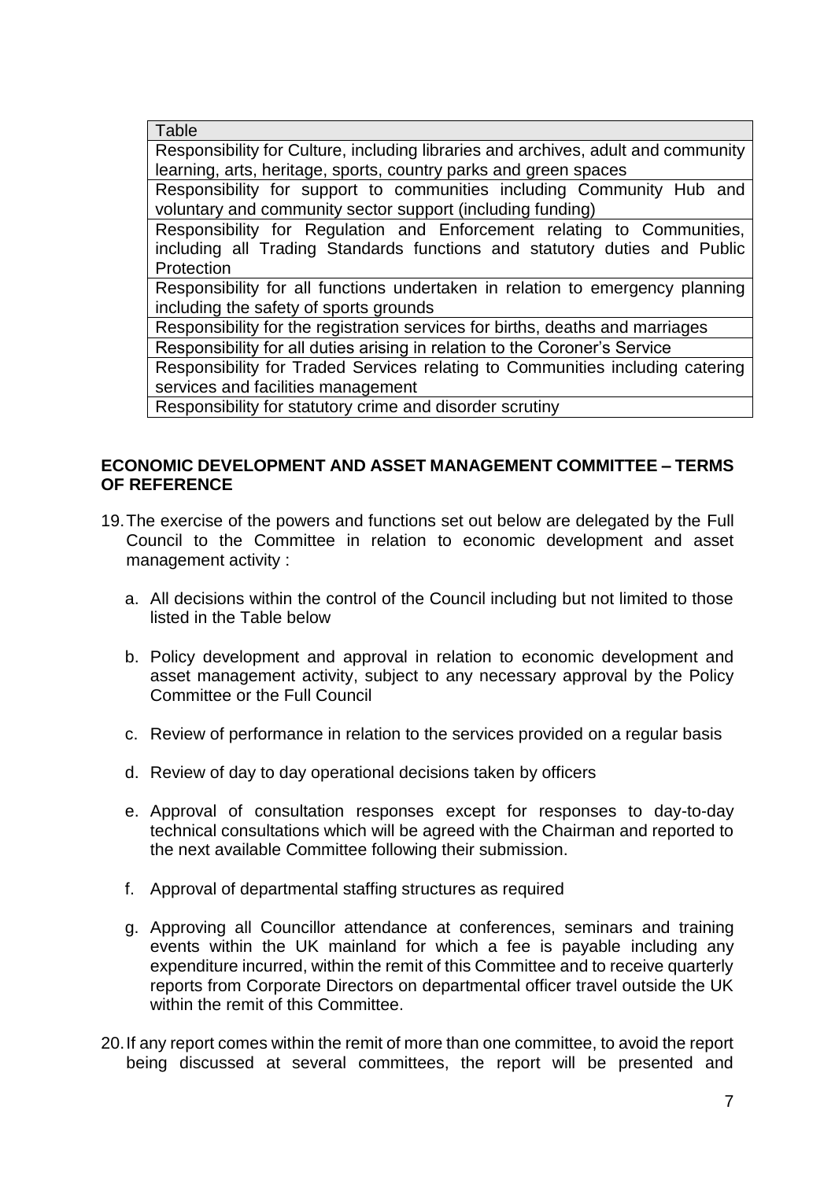| Table |
| --- |
| Responsibility for Culture, including libraries and archives, adult and community learning, arts, heritage, sports, country parks and green spaces |
| Responsibility for support to communities including Community Hub and voluntary and community sector support (including funding) |
| Responsibility for Regulation and Enforcement relating to Communities, including all Trading Standards functions and statutory duties and Public Protection |
| Responsibility for all functions undertaken in relation to emergency planning including the safety of sports grounds |
| Responsibility for the registration services for births, deaths and marriages |
| Responsibility for all duties arising in relation to the Coroner's Service |
| Responsibility for Traded Services relating to Communities including catering services and facilities management |
| Responsibility for statutory crime and disorder scrutiny |

**ECONOMIC DEVELOPMENT AND ASSET MANAGEMENT COMMITTEE – TERMS OF REFERENCE**

19. The exercise of the powers and functions set out below are delegated by the Full Council to the Committee in relation to economic development and asset management activity :

    a. All decisions within the control of the Council including but not limited to those listed in the Table below

    b. Policy development and approval in relation to economic development and asset management activity, subject to any necessary approval by the Policy Committee or the Full Council

    c. Review of performance in relation to the services provided on a regular basis

    d. Review of day to day operational decisions taken by officers

    e. Approval of consultation responses except for responses to day-to-day technical consultations which will be agreed with the Chairman and reported to the next available Committee following their submission.

    f. Approval of departmental staffing structures as required

    g. Approving all Councillor attendance at conferences, seminars and training events within the UK mainland for which a fee is payable including any expenditure incurred, within the remit of this Committee and to receive quarterly reports from Corporate Directors on departmental officer travel outside the UK within the remit of this Committee.

20. If any report comes within the remit of more than one committee, to avoid the report being discussed at several committees, the report will be presented and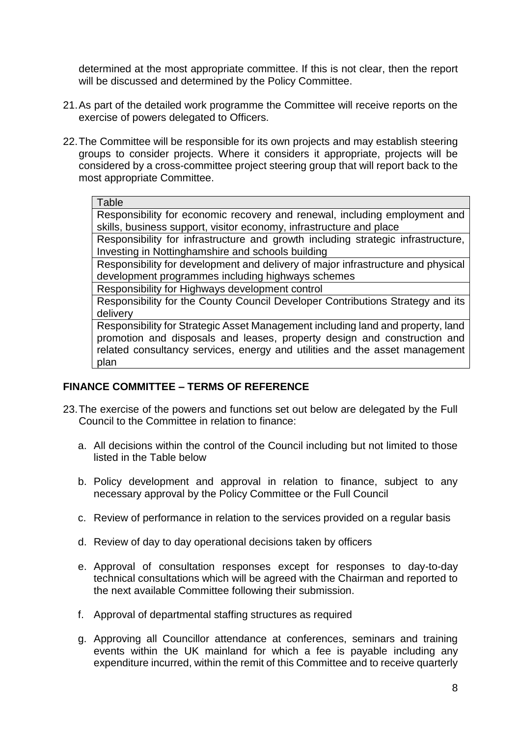determined at the most appropriate committee. If this is not clear, then the report will be discussed and determined by the Policy Committee.

21. As part of the detailed work programme the Committee will receive reports on the exercise of powers delegated to Officers.

22. The Committee will be responsible for its own projects and may establish steering groups to consider projects. Where it considers it appropriate, projects will be considered by a cross-committee project steering group that will report back to the most appropriate Committee.

| Table |
|---|
| Responsibility for economic recovery and renewal, including employment and skills, business support, visitor economy, infrastructure and place |
| Responsibility for infrastructure and growth including strategic infrastructure, Investing in Nottinghamshire and schools building |
| Responsibility for development and delivery of major infrastructure and physical development programmes including highways schemes |
| Responsibility for Highways development control |
| Responsibility for the County Council Developer Contributions Strategy and its delivery |
| Responsibility for Strategic Asset Management including land and property, land promotion and disposals and leases, property design and construction and related consultancy services, energy and utilities and the asset management plan |

## FINANCE COMMITTEE – TERMS OF REFERENCE

23. The exercise of the powers and functions set out below are delegated by the Full Council to the Committee in relation to finance:

    a. All decisions within the control of the Council including but not limited to those listed in the Table below

    b. Policy development and approval in relation to finance, subject to any necessary approval by the Policy Committee or the Full Council

    c. Review of performance in relation to the services provided on a regular basis

    d. Review of day to day operational decisions taken by officers

    e. Approval of consultation responses except for responses to day-to-day technical consultations which will be agreed with the Chairman and reported to the next available Committee following their submission.

    f. Approval of departmental staffing structures as required

    g. Approving all Councillor attendance at conferences, seminars and training events within the UK mainland for which a fee is payable including any expenditure incurred, within the remit of this Committee and to receive quarterly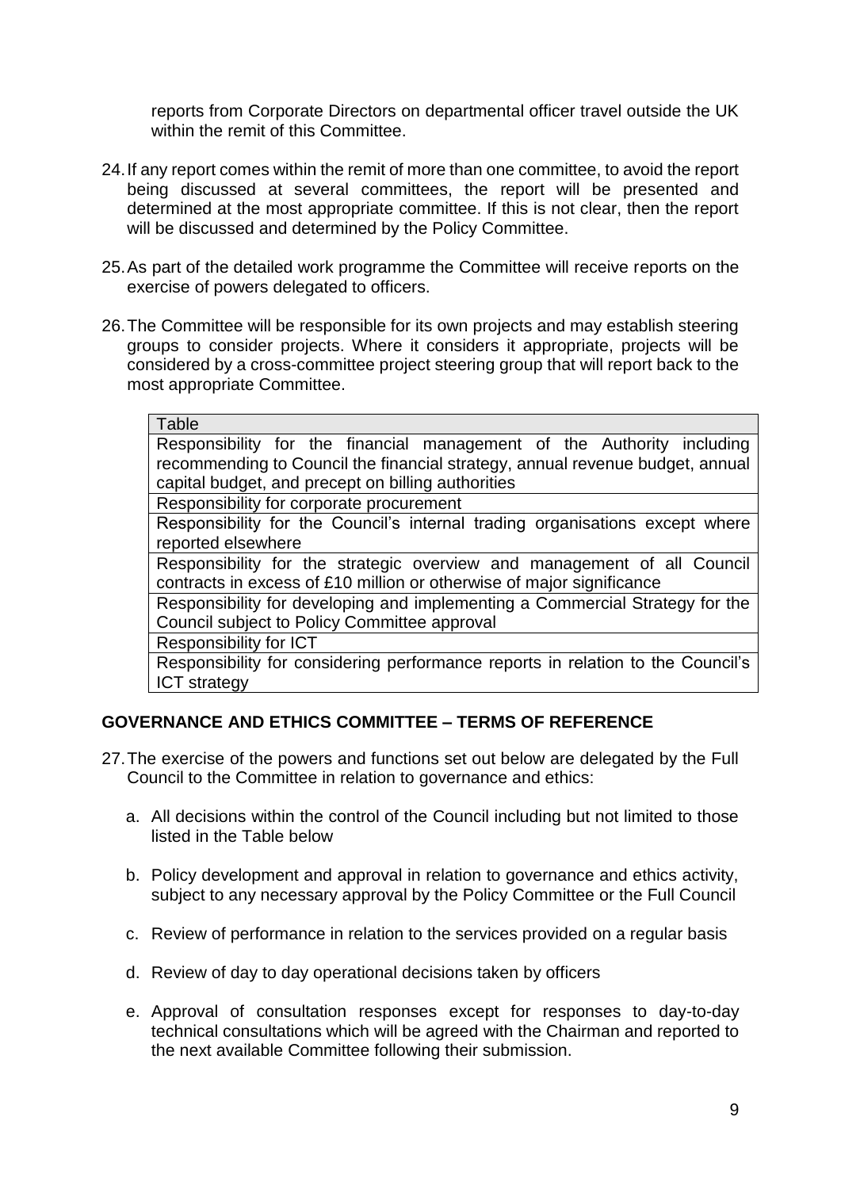reports from Corporate Directors on departmental officer travel outside the UK within the remit of this Committee.

24. If any report comes within the remit of more than one committee, to avoid the report being discussed at several committees, the report will be presented and determined at the most appropriate committee. If this is not clear, then the report will be discussed and determined by the Policy Committee.

25. As part of the detailed work programme the Committee will receive reports on the exercise of powers delegated to officers.

26. The Committee will be responsible for its own projects and may establish steering groups to consider projects. Where it considers it appropriate, projects will be considered by a cross-committee project steering group that will report back to the most appropriate Committee.

| Table |
| --- |
| Responsibility for the financial management of the Authority including recommending to Council the financial strategy, annual revenue budget, annual capital budget, and precept on billing authorities |
| Responsibility for corporate procurement |
| Responsibility for the Council's internal trading organisations except where reported elsewhere |
| Responsibility for the strategic overview and management of all Council contracts in excess of £10 million or otherwise of major significance |
| Responsibility for developing and implementing a Commercial Strategy for the Council subject to Policy Committee approval |
| Responsibility for ICT |
| Responsibility for considering performance reports in relation to the Council's ICT strategy |

## GOVERNANCE AND ETHICS COMMITTEE – TERMS OF REFERENCE

27. The exercise of the powers and functions set out below are delegated by the Full Council to the Committee in relation to governance and ethics:

    a. All decisions within the control of the Council including but not limited to those listed in the Table below

    b. Policy development and approval in relation to governance and ethics activity, subject to any necessary approval by the Policy Committee or the Full Council

    c. Review of performance in relation to the services provided on a regular basis

    d. Review of day to day operational decisions taken by officers

    e. Approval of consultation responses except for responses to day-to-day technical consultations which will be agreed with the Chairman and reported to the next available Committee following their submission.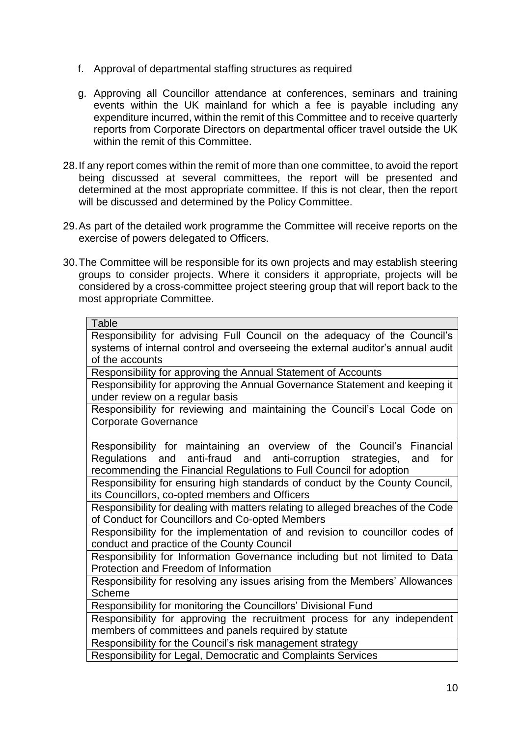f. Approval of departmental staffing structures as required

g. Approving all Councillor attendance at conferences, seminars and training events within the UK mainland for which a fee is payable including any expenditure incurred, within the remit of this Committee and to receive quarterly reports from Corporate Directors on departmental officer travel outside the UK within the remit of this Committee.

28. If any report comes within the remit of more than one committee, to avoid the report being discussed at several committees, the report will be presented and determined at the most appropriate committee. If this is not clear, then the report will be discussed and determined by the Policy Committee.

29. As part of the detailed work programme the Committee will receive reports on the exercise of powers delegated to Officers.

30. The Committee will be responsible for its own projects and may establish steering groups to consider projects. Where it considers it appropriate, projects will be considered by a cross-committee project steering group that will report back to the most appropriate Committee.

| Table |
| --- |
| Responsibility for advising Full Council on the adequacy of the Council's systems of internal control and overseeing the external auditor's annual audit of the accounts |
| Responsibility for approving the Annual Statement of Accounts |
| Responsibility for approving the Annual Governance Statement and keeping it under review on a regular basis |
| Responsibility for reviewing and maintaining the Council's Local Code on Corporate Governance |
| Responsibility for maintaining an overview of the Council's Financial Regulations and anti-fraud and anti-corruption strategies, and for recommending the Financial Regulations to Full Council for adoption |
| Responsibility for ensuring high standards of conduct by the County Council, its Councillors, co-opted members and Officers |
| Responsibility for dealing with matters relating to alleged breaches of the Code of Conduct for Councillors and Co-opted Members |
| Responsibility for the implementation of and revision to councillor codes of conduct and practice of the County Council |
| Responsibility for Information Governance including but not limited to Data Protection and Freedom of Information |
| Responsibility for resolving any issues arising from the Members' Allowances Scheme |
| Responsibility for monitoring the Councillors' Divisional Fund |
| Responsibility for approving the recruitment process for any independent members of committees and panels required by statute |
| Responsibility for the Council's risk management strategy |
| Responsibility for Legal, Democratic and Complaints Services |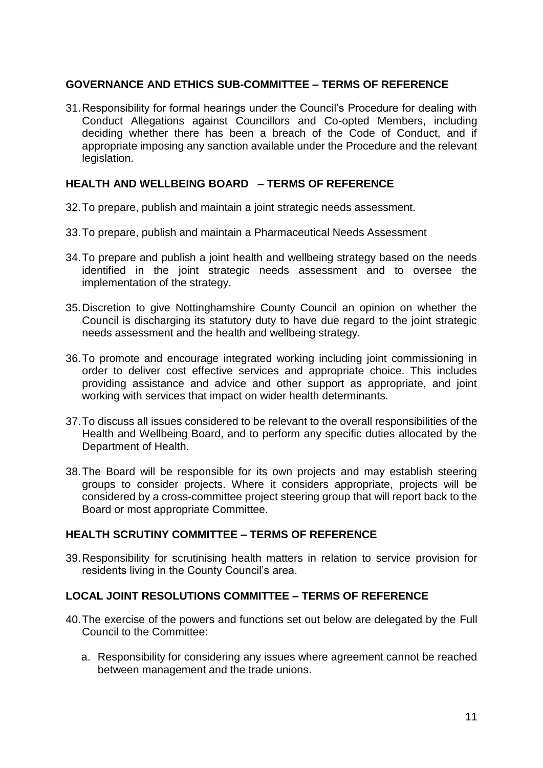**GOVERNANCE AND ETHICS SUB-COMMITTEE – TERMS OF REFERENCE**

31. Responsibility for formal hearings under the Council's Procedure for dealing with Conduct Allegations against Councillors and Co-opted Members, including deciding whether there has been a breach of the Code of Conduct, and if appropriate imposing any sanction available under the Procedure and the relevant legislation.

**HEALTH AND WELLBEING BOARD – TERMS OF REFERENCE**

32. To prepare, publish and maintain a joint strategic needs assessment.

33. To prepare, publish and maintain a Pharmaceutical Needs Assessment

34. To prepare and publish a joint health and wellbeing strategy based on the needs identified in the joint strategic needs assessment and to oversee the implementation of the strategy.

35. Discretion to give Nottinghamshire County Council an opinion on whether the Council is discharging its statutory duty to have due regard to the joint strategic needs assessment and the health and wellbeing strategy.

36. To promote and encourage integrated working including joint commissioning in order to deliver cost effective services and appropriate choice. This includes providing assistance and advice and other support as appropriate, and joint working with services that impact on wider health determinants.

37. To discuss all issues considered to be relevant to the overall responsibilities of the Health and Wellbeing Board, and to perform any specific duties allocated by the Department of Health.

38. The Board will be responsible for its own projects and may establish steering groups to consider projects. Where it considers appropriate, projects will be considered by a cross-committee project steering group that will report back to the Board or most appropriate Committee.

**HEALTH SCRUTINY COMMITTEE – TERMS OF REFERENCE**

39. Responsibility for scrutinising health matters in relation to service provision for residents living in the County Council's area.

**LOCAL JOINT RESOLUTIONS COMMITTEE – TERMS OF REFERENCE**

40. The exercise of the powers and functions set out below are delegated by the Full Council to the Committee:

    a. Responsibility for considering any issues where agreement cannot be reached between management and the trade unions.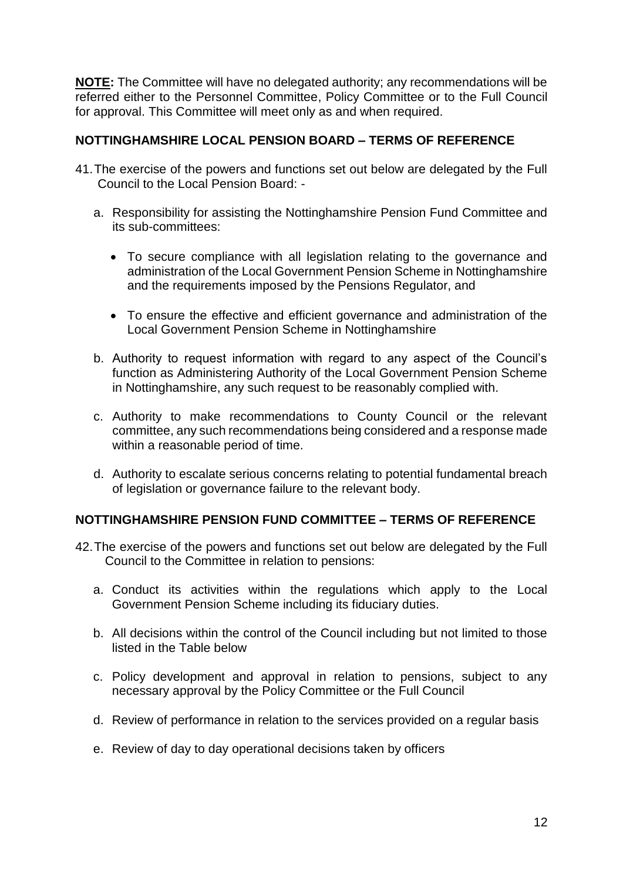**NOTE:** The Committee will have no delegated authority; any recommendations will be referred either to the Personnel Committee, Policy Committee or to the Full Council for approval. This Committee will meet only as and when required.

## NOTTINGHAMSHIRE LOCAL PENSION BOARD – TERMS OF REFERENCE

41. The exercise of the powers and functions set out below are delegated by the Full Council to the Local Pension Board: -

   a. Responsibility for assisting the Nottinghamshire Pension Fund Committee and its sub-committees:

      - To secure compliance with all legislation relating to the governance and administration of the Local Government Pension Scheme in Nottinghamshire and the requirements imposed by the Pensions Regulator, and

      - To ensure the effective and efficient governance and administration of the Local Government Pension Scheme in Nottinghamshire

   b. Authority to request information with regard to any aspect of the Council's function as Administering Authority of the Local Government Pension Scheme in Nottinghamshire, any such request to be reasonably complied with.

   c. Authority to make recommendations to County Council or the relevant committee, any such recommendations being considered and a response made within a reasonable period of time.

   d. Authority to escalate serious concerns relating to potential fundamental breach of legislation or governance failure to the relevant body.

## NOTTINGHAMSHIRE PENSION FUND COMMITTEE – TERMS OF REFERENCE

42. The exercise of the powers and functions set out below are delegated by the Full Council to the Committee in relation to pensions:

   a. Conduct its activities within the regulations which apply to the Local Government Pension Scheme including its fiduciary duties.

   b. All decisions within the control of the Council including but not limited to those listed in the Table below

   c. Policy development and approval in relation to pensions, subject to any necessary approval by the Policy Committee or the Full Council

   d. Review of performance in relation to the services provided on a regular basis

   e. Review of day to day operational decisions taken by officers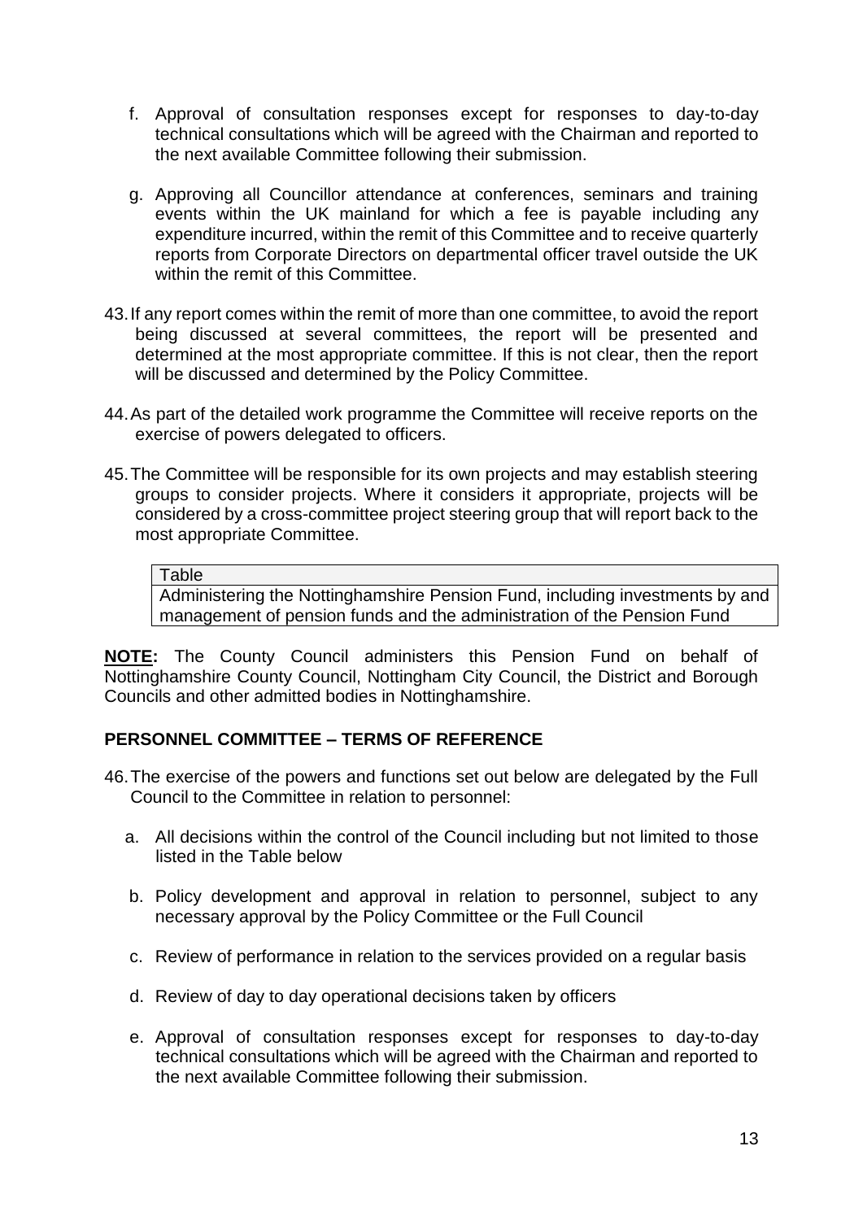f. Approval of consultation responses except for responses to day-to-day technical consultations which will be agreed with the Chairman and reported to the next available Committee following their submission.

g. Approving all Councillor attendance at conferences, seminars and training events within the UK mainland for which a fee is payable including any expenditure incurred, within the remit of this Committee and to receive quarterly reports from Corporate Directors on departmental officer travel outside the UK within the remit of this Committee.

43. If any report comes within the remit of more than one committee, to avoid the report being discussed at several committees, the report will be presented and determined at the most appropriate committee. If this is not clear, then the report will be discussed and determined by the Policy Committee.

44. As part of the detailed work programme the Committee will receive reports on the exercise of powers delegated to officers.

45. The Committee will be responsible for its own projects and may establish steering groups to consider projects. Where it considers it appropriate, projects will be considered by a cross-committee project steering group that will report back to the most appropriate Committee.

| Table |
| --- |
| Administering the Nottinghamshire Pension Fund, including investments by and management of pension funds and the administration of the Pension Fund |

**NOTE:** The County Council administers this Pension Fund on behalf of Nottinghamshire County Council, Nottingham City Council, the District and Borough Councils and other admitted bodies in Nottinghamshire.

## PERSONNEL COMMITTEE – TERMS OF REFERENCE

46. The exercise of the powers and functions set out below are delegated by the Full Council to the Committee in relation to personnel:

a. All decisions within the control of the Council including but not limited to those listed in the Table below

b. Policy development and approval in relation to personnel, subject to any necessary approval by the Policy Committee or the Full Council

c. Review of performance in relation to the services provided on a regular basis

d. Review of day to day operational decisions taken by officers

e. Approval of consultation responses except for responses to day-to-day technical consultations which will be agreed with the Chairman and reported to the next available Committee following their submission.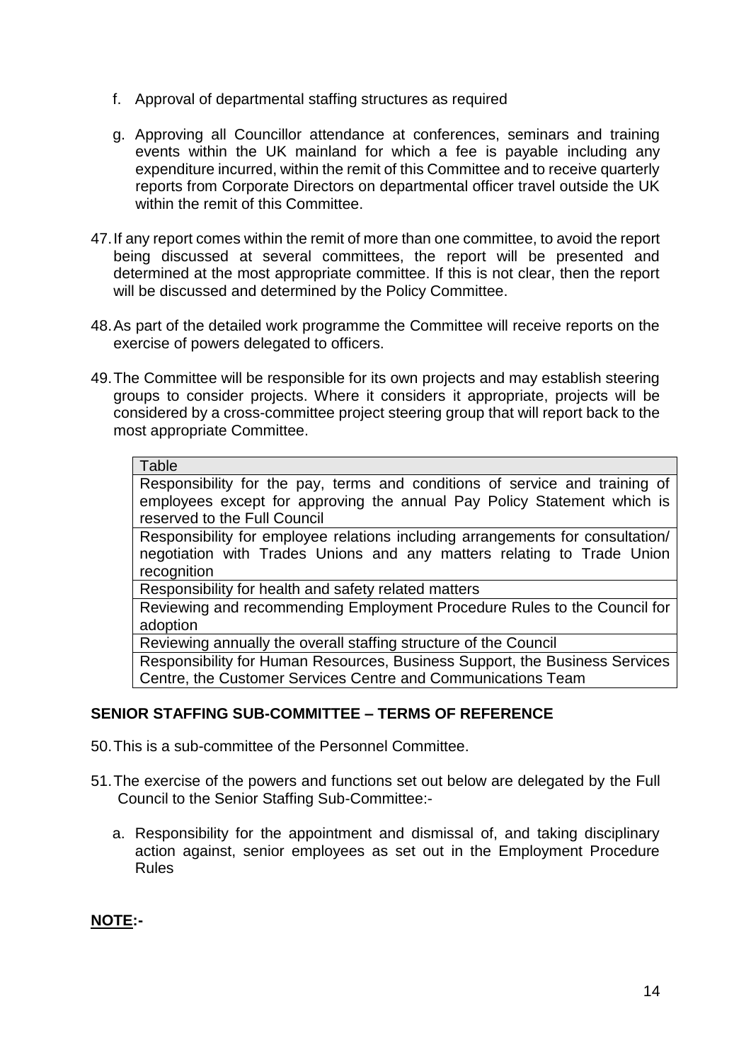f. Approval of departmental staffing structures as required

g. Approving all Councillor attendance at conferences, seminars and training events within the UK mainland for which a fee is payable including any expenditure incurred, within the remit of this Committee and to receive quarterly reports from Corporate Directors on departmental officer travel outside the UK within the remit of this Committee.

47. If any report comes within the remit of more than one committee, to avoid the report being discussed at several committees, the report will be presented and determined at the most appropriate committee. If this is not clear, then the report will be discussed and determined by the Policy Committee.

48. As part of the detailed work programme the Committee will receive reports on the exercise of powers delegated to officers.

49. The Committee will be responsible for its own projects and may establish steering groups to consider projects. Where it considers it appropriate, projects will be considered by a cross-committee project steering group that will report back to the most appropriate Committee.

| Table |
| --- |
| Responsibility for the pay, terms and conditions of service and training of employees except for approving the annual Pay Policy Statement which is reserved to the Full Council |
| Responsibility for employee relations including arrangements for consultation/ negotiation with Trades Unions and any matters relating to Trade Union recognition |
| Responsibility for health and safety related matters |
| Reviewing and recommending Employment Procedure Rules to the Council for adoption |
| Reviewing annually the overall staffing structure of the Council |
| Responsibility for Human Resources, Business Support, the Business Services Centre, the Customer Services Centre and Communications Team |

## SENIOR STAFFING SUB-COMMITTEE – TERMS OF REFERENCE

50. This is a sub-committee of the Personnel Committee.

51. The exercise of the powers and functions set out below are delegated by the Full Council to the Senior Staffing Sub-Committee:-

a. Responsibility for the appointment and dismissal of, and taking disciplinary action against, senior employees as set out in the Employment Procedure Rules

**NOTE:-**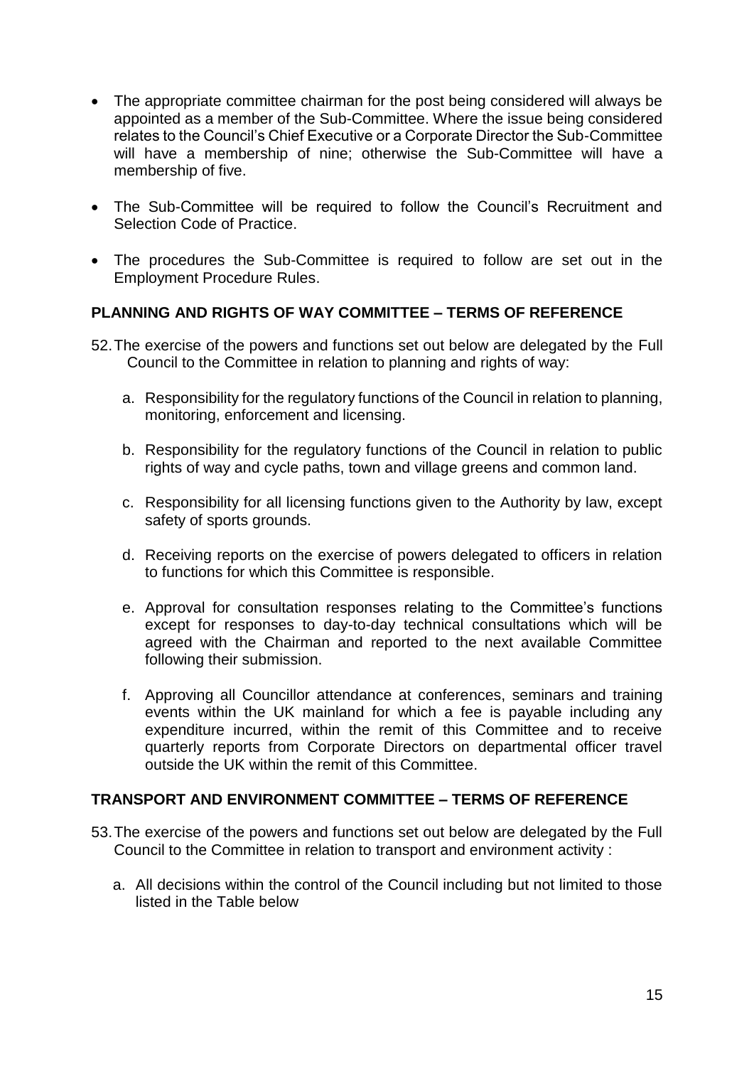- The appropriate committee chairman for the post being considered will always be appointed as a member of the Sub-Committee. Where the issue being considered relates to the Council's Chief Executive or a Corporate Director the Sub-Committee will have a membership of nine; otherwise the Sub-Committee will have a membership of five.
- The Sub-Committee will be required to follow the Council's Recruitment and Selection Code of Practice.
- The procedures the Sub-Committee is required to follow are set out in the Employment Procedure Rules.

**PLANNING AND RIGHTS OF WAY COMMITTEE – TERMS OF REFERENCE**

52. The exercise of the powers and functions set out below are delegated by the Full Council to the Committee in relation to planning and rights of way:

    a. Responsibility for the regulatory functions of the Council in relation to planning, monitoring, enforcement and licensing.

    b. Responsibility for the regulatory functions of the Council in relation to public rights of way and cycle paths, town and village greens and common land.

    c. Responsibility for all licensing functions given to the Authority by law, except safety of sports grounds.

    d. Receiving reports on the exercise of powers delegated to officers in relation to functions for which this Committee is responsible.

    e. Approval for consultation responses relating to the Committee's functions except for responses to day-to-day technical consultations which will be agreed with the Chairman and reported to the next available Committee following their submission.

    f. Approving all Councillor attendance at conferences, seminars and training events within the UK mainland for which a fee is payable including any expenditure incurred, within the remit of this Committee and to receive quarterly reports from Corporate Directors on departmental officer travel outside the UK within the remit of this Committee.

**TRANSPORT AND ENVIRONMENT COMMITTEE – TERMS OF REFERENCE**

53. The exercise of the powers and functions set out below are delegated by the Full Council to the Committee in relation to transport and environment activity :

    a. All decisions within the control of the Council including but not limited to those listed in the Table below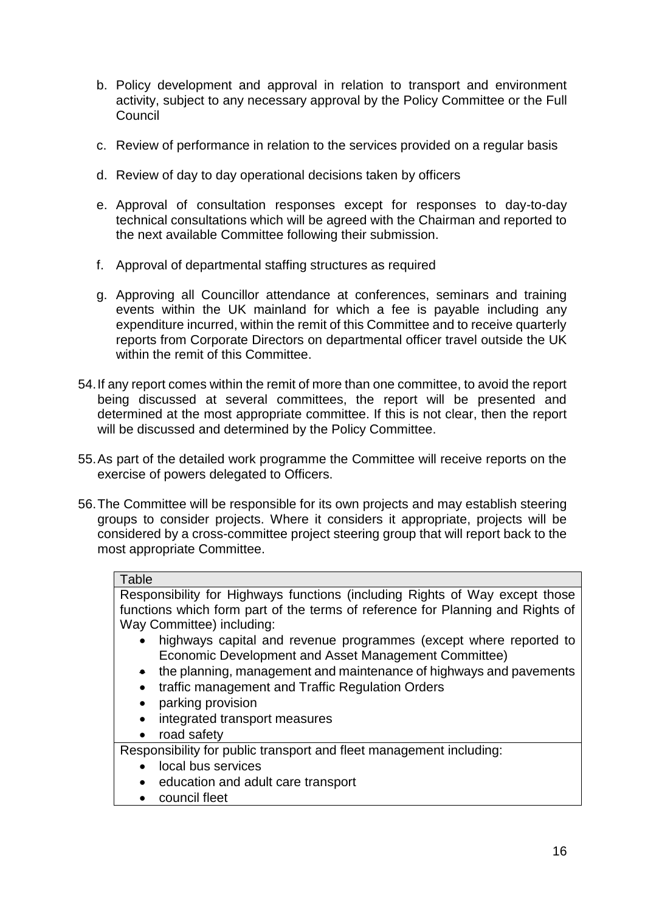b. Policy development and approval in relation to transport and environment activity, subject to any necessary approval by the Policy Committee or the Full Council

c. Review of performance in relation to the services provided on a regular basis

d. Review of day to day operational decisions taken by officers

e. Approval of consultation responses except for responses to day-to-day technical consultations which will be agreed with the Chairman and reported to the next available Committee following their submission.

f. Approval of departmental staffing structures as required

g. Approving all Councillor attendance at conferences, seminars and training events within the UK mainland for which a fee is payable including any expenditure incurred, within the remit of this Committee and to receive quarterly reports from Corporate Directors on departmental officer travel outside the UK within the remit of this Committee.

54. If any report comes within the remit of more than one committee, to avoid the report being discussed at several committees, the report will be presented and determined at the most appropriate committee. If this is not clear, then the report will be discussed and determined by the Policy Committee.

55. As part of the detailed work programme the Committee will receive reports on the exercise of powers delegated to Officers.

56. The Committee will be responsible for its own projects and may establish steering groups to consider projects. Where it considers it appropriate, projects will be considered by a cross-committee project steering group that will report back to the most appropriate Committee.

| Table |
| --- |
| Responsibility for Highways functions (including Rights of Way except those functions which form part of the terms of reference for Planning and Rights of Way Committee) including:<br>• highways capital and revenue programmes (except where reported to Economic Development and Asset Management Committee)<br>• the planning, management and maintenance of highways and pavements<br>• traffic management and Traffic Regulation Orders<br>• parking provision<br>• integrated transport measures<br>• road safety |
| Responsibility for public transport and fleet management including:<br>• local bus services<br>• education and adult care transport<br>• council fleet |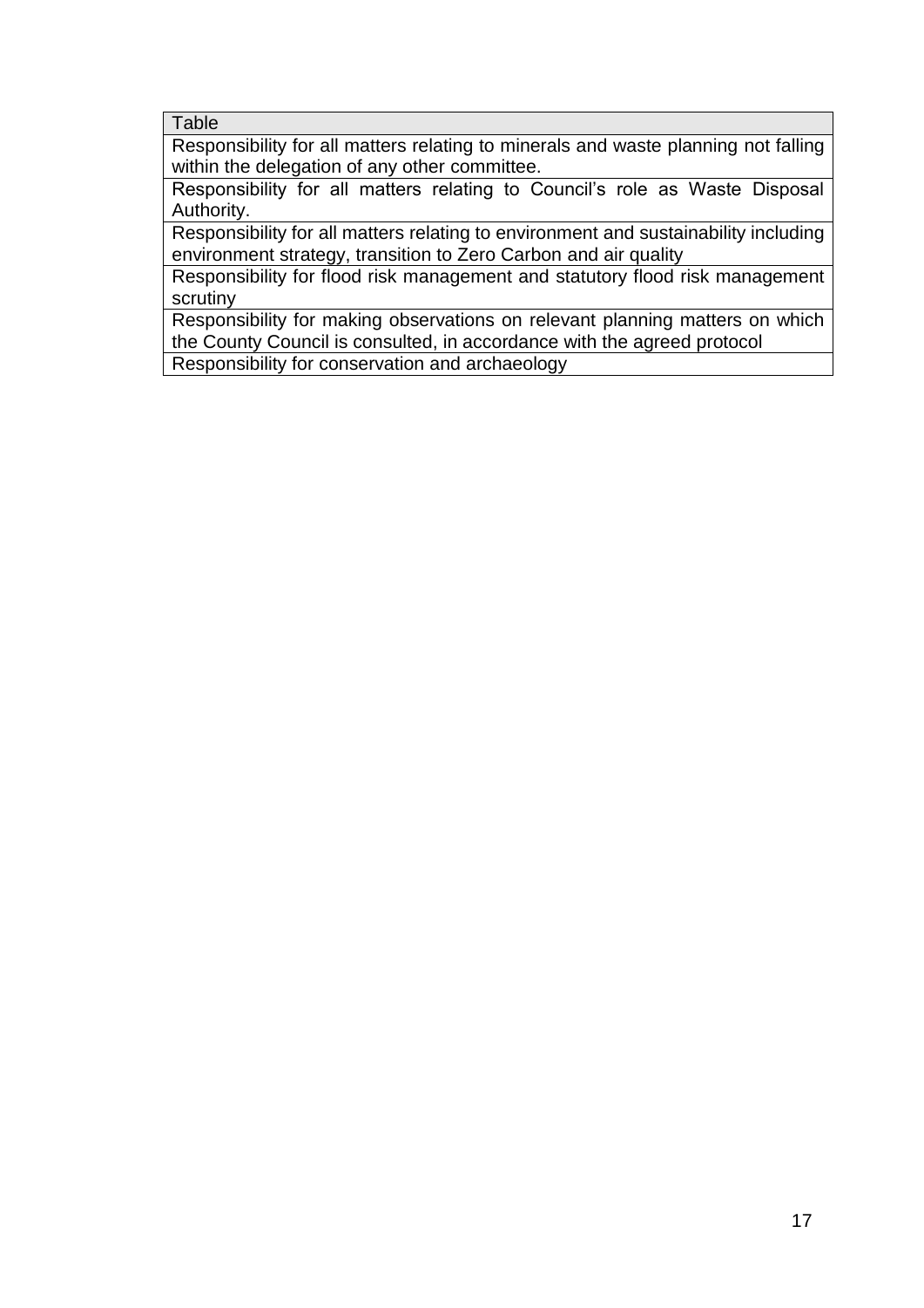| Table |
| --- |
| Responsibility for all matters relating to minerals and waste planning not falling within the delegation of any other committee. |
| Responsibility for all matters relating to Council's role as Waste Disposal Authority. |
| Responsibility for all matters relating to environment and sustainability including environment strategy, transition to Zero Carbon and air quality |
| Responsibility for flood risk management and statutory flood risk management scrutiny |
| Responsibility for making observations on relevant planning matters on which the County Council is consulted, in accordance with the agreed protocol |
| Responsibility for conservation and archaeology |